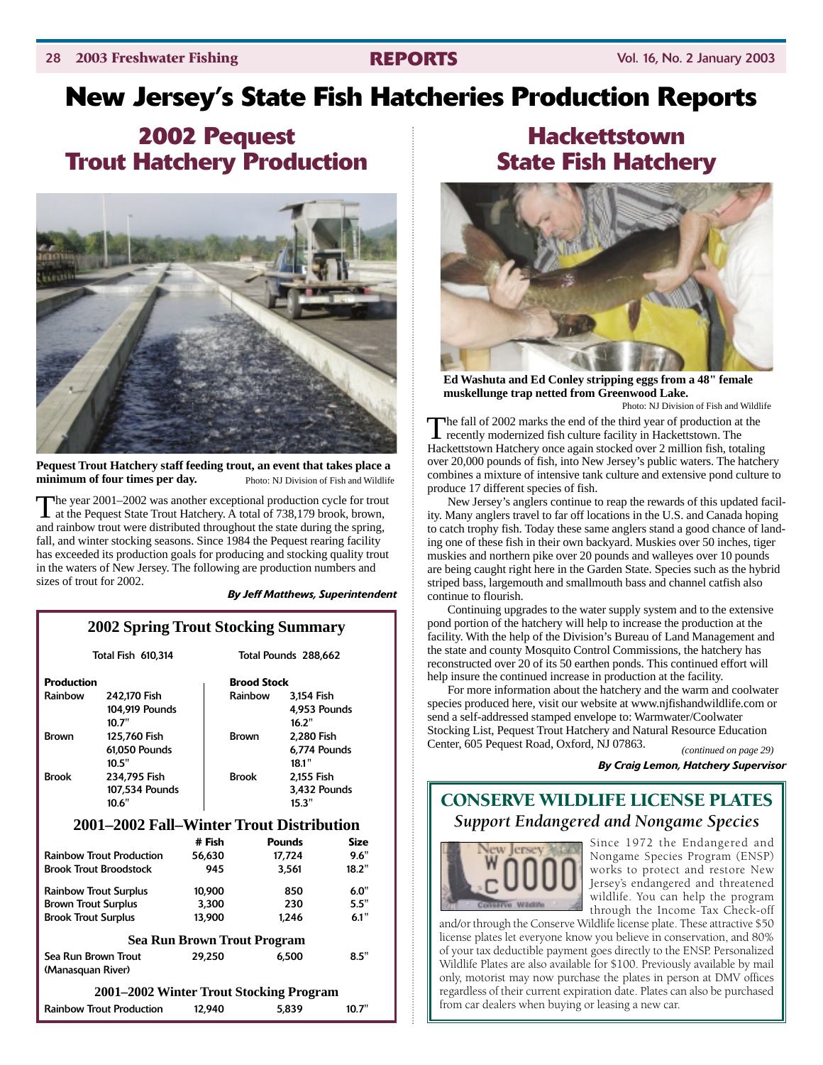# New Jersey's State Fish Hatcheries Production Reports

## 2002 Pequest Trout Hatchery Production

**Pequest Trout Hatchery staff feeding trout, an event that takes place a minimum of four times per day.** Photo: NJ Division of Fish and Wildlife

The year 2001–2002 was another exceptional production cycle for trout at the Pequest State Trout Hatchery. A total of 738,179 brook, brown, and rainbow trout were distributed throughout the state during the spring, fall, and winter stocking seasons. Since 1984 the Pequest rearing facility has exceeded its production goals for producing and stocking quality trout in the waters of New Jersey. The following are production numbers and sizes of trout for 2002.

***By Jeff Matthews, Superintendent***

### 2002 Spring Trout Stocking Summary

Total Fish 610,314 — Total Pounds 288,662

| Production | | Brood Stock | |
|---|---|---|---|
| Rainbow | 242,170 Fish<br>104,919 Pounds<br>10.7" | Rainbow | 3,154 Fish<br>4,953 Pounds<br>16.2" |
| Brown | 125,760 Fish<br>61,050 Pounds<br>10.5" | Brown | 2,280 Fish<br>6,774 Pounds<br>18.1" |
| Brook | 234,795 Fish<br>107,534 Pounds<br>10.6" | Brook | 2,155 Fish<br>3,432 Pounds<br>15.3" |

### 2001–2002 Fall–Winter Trout Distribution

| | # Fish | Pounds | Size |
|---|---|---|---|
| Rainbow Trout Production | 56,630 | 17,724 | 9.6" |
| Brook Trout Broodstock | 945 | 3,561 | 18.2" |
| Rainbow Trout Surplus | 10,900 | 850 | 6.0" |
| Brown Trout Surplus | 3,300 | 230 | 5.5" |
| Brook Trout Surplus | 13,900 | 1,246 | 6.1" |
| **Sea Run Brown Trout Program** | | | |
| Sea Run Brown Trout (Manasquan River) | 29,250 | 6,500 | 8.5" |
| **2001–2002 Winter Trout Stocking Program** | | | |
| Rainbow Trout Production | 12,940 | 5,839 | 10.7" |

## Hackettstown State Fish Hatchery

**Ed Washuta and Ed Conley stripping eggs from a 48" female muskellunge trap netted from Greenwood Lake.** Photo: NJ Division of Fish and Wildlife

The fall of 2002 marks the end of the third year of production at the recently modernized fish culture facility in Hackettstown. The Hackettstown Hatchery once again stocked over 2 million fish, totaling over 20,000 pounds of fish, into New Jersey's public waters. The hatchery combines a mixture of intensive tank culture and extensive pond culture to produce 17 different species of fish.

New Jersey's anglers continue to reap the rewards of this updated facility. Many anglers travel to far off locations in the U.S. and Canada hoping to catch trophy fish. Today these same anglers stand a good chance of landing one of these fish in their own backyard. Muskies over 50 inches, tiger muskies and northern pike over 20 pounds and walleyes over 10 pounds are being caught right here in the Garden State. Species such as the hybrid striped bass, largemouth and smallmouth bass and channel catfish also continue to flourish.

Continuing upgrades to the water supply system and to the extensive pond portion of the hatchery will help to increase the production at the facility. With the help of the Division's Bureau of Land Management and the state and county Mosquito Control Commissions, the hatchery has reconstructed over 20 of its 50 earthen ponds. This continued effort will help insure the continued increase in production at the facility.

For more information about the hatchery and the warm and coolwater species produced here, visit our website at www.njfishandwildlife.com or send a self-addressed stamped envelope to: Warmwater/Coolwater Stocking List, Pequest Trout Hatchery and Natural Resource Education Center, 605 Pequest Road, Oxford, NJ 07863.

*(continued on page 29)*

***By Craig Lemon, Hatchery Supervisor***

## CONSERVE WILDLIFE LICENSE PLATES

### *Support Endangered and Nongame Species*

Since 1972 the Endangered and Nongame Species Program (ENSP) works to protect and restore New Jersey's endangered and threatened wildlife. You can help the program through the Income Tax Check-off and/or through the Conserve Wildlife license plate. These attractive $50 license plates let everyone know you believe in conservation, and 80% of your tax deductible payment goes directly to the ENSP. Personalized Wildlife Plates are also available for $100. Previously available by mail only, motorist may now purchase the plates in person at DMV offices regardless of their current expiration date. Plates can also be purchased from car dealers when buying or leasing a new car.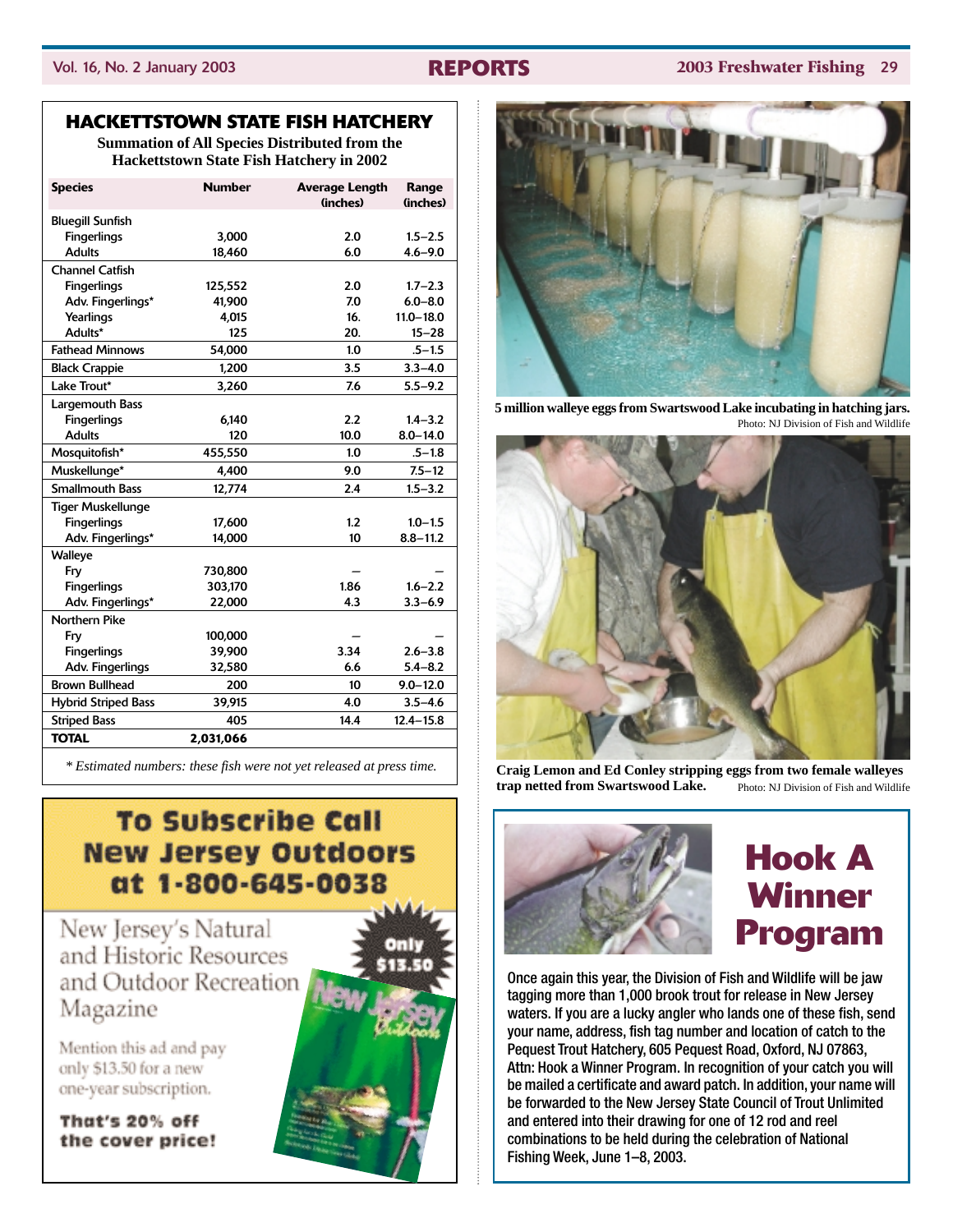## HACKETTSTOWN STATE FISH HATCHERY

**Summation of All Species Distributed from the Hackettstown State Fish Hatchery in 2002**

| Species | Number | Average Length (inches) | Range (inches) |
|---|---|---|---|
| Bluegill Sunfish | | | |
| Fingerlings | 3,000 | 2.0 | 1.5–2.5 |
| Adults | 18,460 | 6.0 | 4.6–9.0 |
| Channel Catfish | | | |
| Fingerlings | 125,552 | 2.0 | 1.7–2.3 |
| Adv. Fingerlings* | 41,900 | 7.0 | 6.0–8.0 |
| Yearlings | 4,015 | 16. | 11.0–18.0 |
| Adults* | 125 | 20. | 15–28 |
| Fathead Minnows | 54,000 | 1.0 | .5–1.5 |
| Black Crappie | 1,200 | 3.5 | 3.3–4.0 |
| Lake Trout* | 3,260 | 7.6 | 5.5–9.2 |
| Largemouth Bass | | | |
| Fingerlings | 6,140 | 2.2 | 1.4–3.2 |
| Adults | 120 | 10.0 | 8.0–14.0 |
| Mosquitofish* | 455,550 | 1.0 | .5–1.8 |
| Muskellunge* | 4,400 | 9.0 | 7.5–12 |
| Smallmouth Bass | 12,774 | 2.4 | 1.5–3.2 |
| Tiger Muskellunge | | | |
| Fingerlings | 17,600 | 1.2 | 1.0–1.5 |
| Adv. Fingerlings* | 14,000 | 10 | 8.8–11.2 |
| Walleye | | | |
| Fry | 730,800 | — | — |
| Fingerlings | 303,170 | 1.86 | 1.6–2.2 |
| Adv. Fingerlings* | 22,000 | 4.3 | 3.3–6.9 |
| Northern Pike | | | |
| Fry | 100,000 | — | — |
| Fingerlings | 39,900 | 3.34 | 2.6–3.8 |
| Adv. Fingerlings | 32,580 | 6.6 | 5.4–8.2 |
| Brown Bullhead | 200 | 10 | 9.0–12.0 |
| Hybrid Striped Bass | 39,915 | 4.0 | 3.5–4.6 |
| Striped Bass | 405 | 14.4 | 12.4–15.8 |
| **TOTAL** | **2,031,066** | | |

*\* Estimated numbers: these fish were not yet released at press time.*

**5 million walleye eggs from Swartswood Lake incubating in hatching jars.** Photo: NJ Division of Fish and Wildlife

**Craig Lemon and Ed Conley stripping eggs from two female walleyes trap netted from Swartswood Lake.** Photo: NJ Division of Fish and Wildlife

## To Subscribe Call New Jersey Outdoors at 1-800-645-0038

New Jersey's Natural and Historic Resources and Outdoor Recreation Magazine

Only $13.50

Mention this ad and pay only $13.50 for a new one-year subscription.

**That's 20% off the cover price!**

## Hook A Winner Program

Once again this year, the Division of Fish and Wildlife will be jaw tagging more than 1,000 brook trout for release in New Jersey waters. If you are a lucky angler who lands one of these fish, send your name, address, fish tag number and location of catch to the Pequest Trout Hatchery, 605 Pequest Road, Oxford, NJ 07863, Attn: Hook a Winner Program. In recognition of your catch you will be mailed a certificate and award patch. In addition, your name will be forwarded to the New Jersey State Council of Trout Unlimited and entered into their drawing for one of 12 rod and reel combinations to be held during the celebration of National Fishing Week, June 1–8, 2003.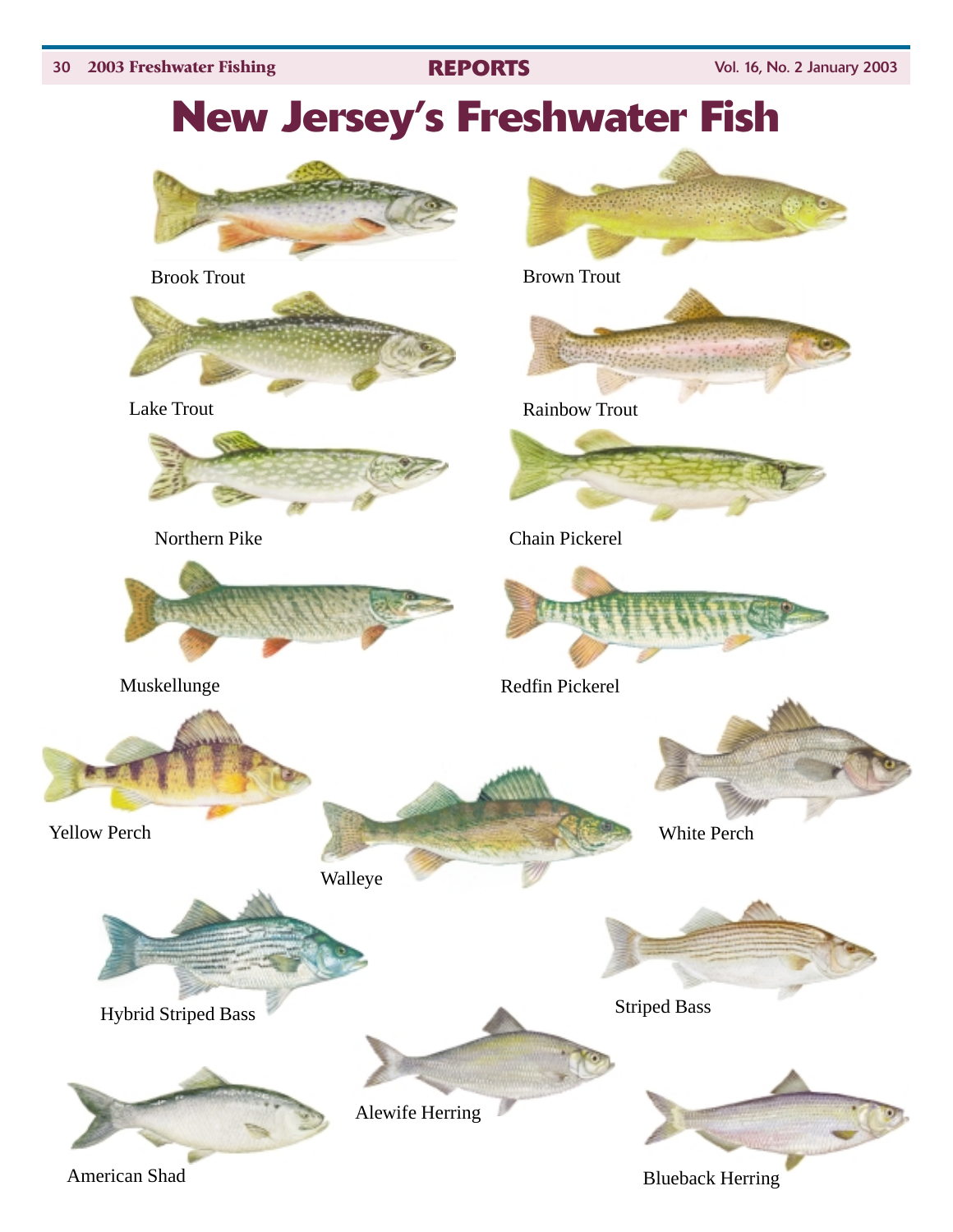# New Jersey's Freshwater Fish

Brook Trout

Brown Trout

Lake Trout

Rainbow Trout

Northern Pike

Chain Pickerel

Muskellunge

Redfin Pickerel

Yellow Perch

Walleye

White Perch

Hybrid Striped Bass

Striped Bass

Alewife Herring

American Shad

Blueback Herring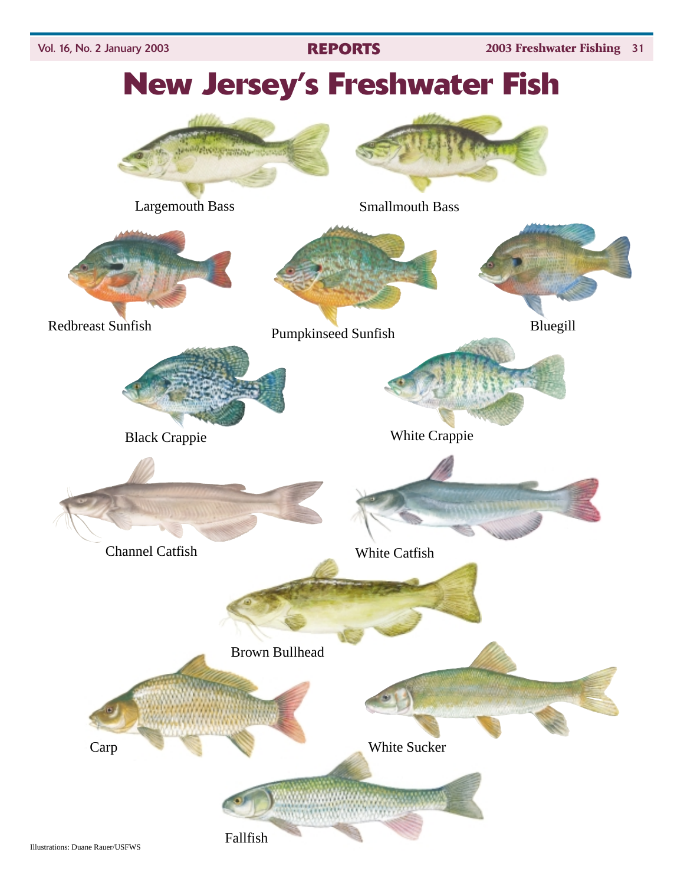# New Jersey's Freshwater Fish

Largemouth Bass

Smallmouth Bass

Redbreast Sunfish

Pumpkinseed Sunfish

Bluegill

Black Crappie

White Crappie

Channel Catfish

White Catfish

Brown Bullhead

Carp

White Sucker

Fallfish

Illustrations: Duane Rauer/USFWS